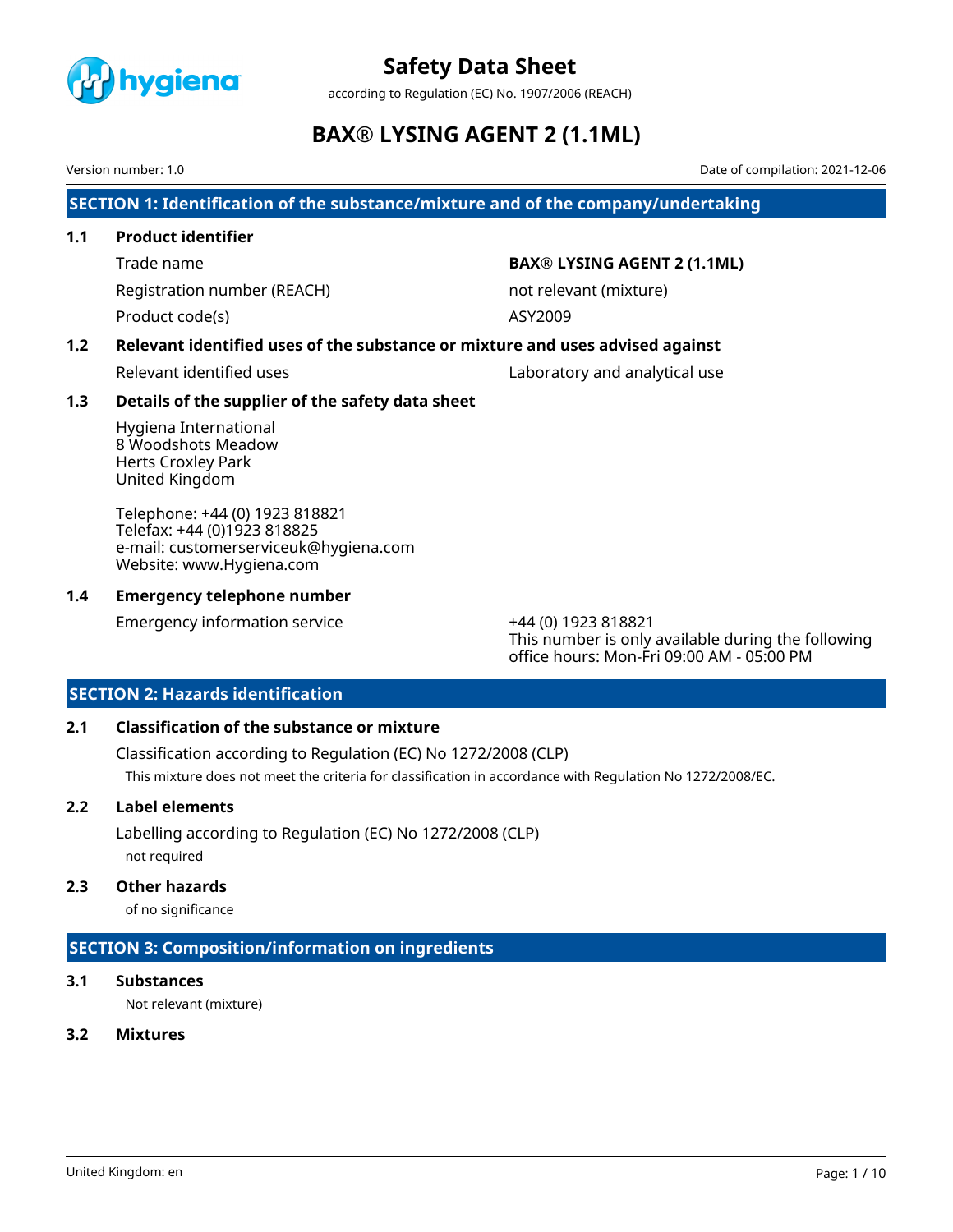# Safety Data Sheet

according to Regulation (EC) No. 1907/2006 (REACH)

# BAX® LYSING AGENT 2 (1.1ML)

Version number: 1.0

Date of compilation: 2021-12-06

## SECTION 1: Identification of the substance/mixture and of the company/undertaking

### 1.1 Product identifier

| | |
|---|---|
| Trade name | **BAX® LYSING AGENT 2 (1.1ML)** |
| Registration number (REACH) | not relevant (mixture) |
| Product code(s) | ASY2009 |

### 1.2 Relevant identified uses of the substance or mixture and uses advised against

| | |
|---|---|
| Relevant identified uses | Laboratory and analytical use |

### 1.3 Details of the supplier of the safety data sheet

Hygiena International
8 Woodshots Meadow
Herts Croxley Park
United Kingdom

Telephone: +44 (0) 1923 818821
Telefax: +44 (0)1923 818825
e-mail: customerserviceuk@hygiena.com
Website: www.Hygiena.com

### 1.4 Emergency telephone number

| | |
|---|---|
| Emergency information service | +44 (0) 1923 818821<br>This number is only available during the following office hours: Mon-Fri 09:00 AM - 05:00 PM |

## SECTION 2: Hazards identification

### 2.1 Classification of the substance or mixture

Classification according to Regulation (EC) No 1272/2008 (CLP)

This mixture does not meet the criteria for classification in accordance with Regulation No 1272/2008/EC.

### 2.2 Label elements

Labelling according to Regulation (EC) No 1272/2008 (CLP)

not required

### 2.3 Other hazards

of no significance

## SECTION 3: Composition/information on ingredients

### 3.1 Substances

Not relevant (mixture)

### 3.2 Mixtures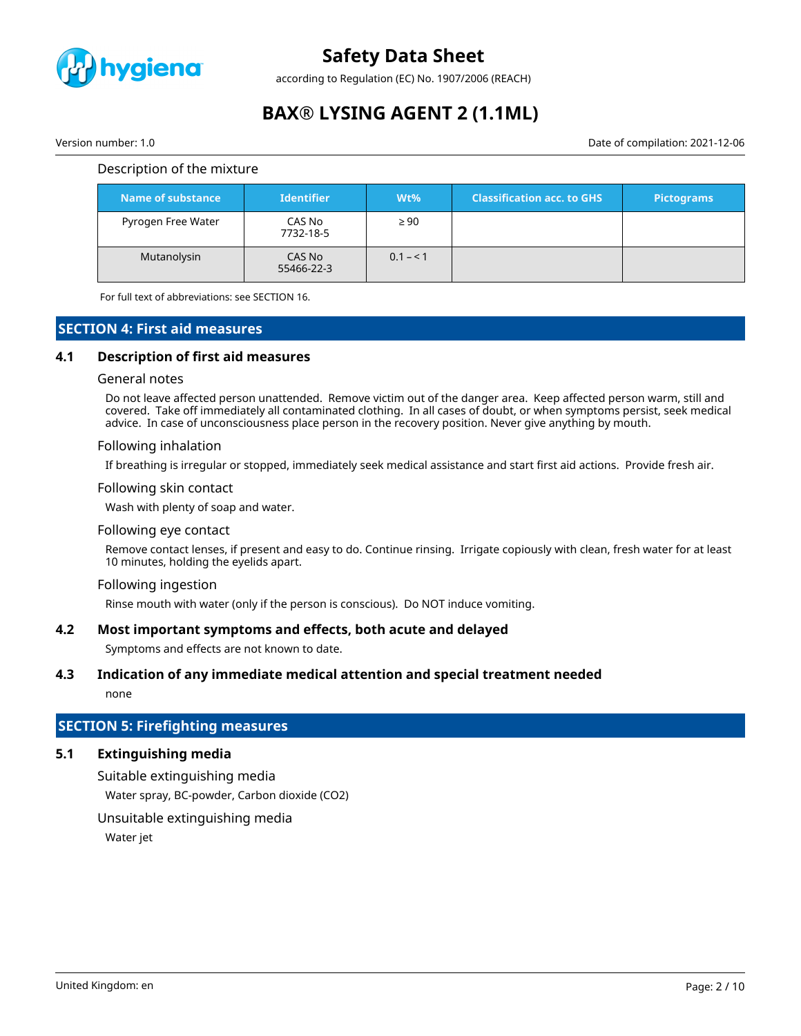Description of the mixture

| Name of substance | Identifier | Wt% | Classification acc. to GHS | Pictograms |
|---|---|---|---|---|
| Pyrogen Free Water | CAS No 7732-18-5 | ≥ 90 | | |
| Mutanolysin | CAS No 55466-22-3 | 0.1 – < 1 | | |

For full text of abbreviations: see SECTION 16.

## SECTION 4: First aid measures

### 4.1 Description of first aid measures

General notes

Do not leave affected person unattended. Remove victim out of the danger area. Keep affected person warm, still and covered. Take off immediately all contaminated clothing. In all cases of doubt, or when symptoms persist, seek medical advice. In case of unconsciousness place person in the recovery position. Never give anything by mouth.

Following inhalation

If breathing is irregular or stopped, immediately seek medical assistance and start first aid actions. Provide fresh air.

Following skin contact

Wash with plenty of soap and water.

Following eye contact

Remove contact lenses, if present and easy to do. Continue rinsing. Irrigate copiously with clean, fresh water for at least 10 minutes, holding the eyelids apart.

Following ingestion

Rinse mouth with water (only if the person is conscious). Do NOT induce vomiting.

### 4.2 Most important symptoms and effects, both acute and delayed

Symptoms and effects are not known to date.

### 4.3 Indication of any immediate medical attention and special treatment needed

none

## SECTION 5: Firefighting measures

### 5.1 Extinguishing media

Suitable extinguishing media

Water spray, BC-powder, Carbon dioxide ($CO_2$)

Unsuitable extinguishing media

Water jet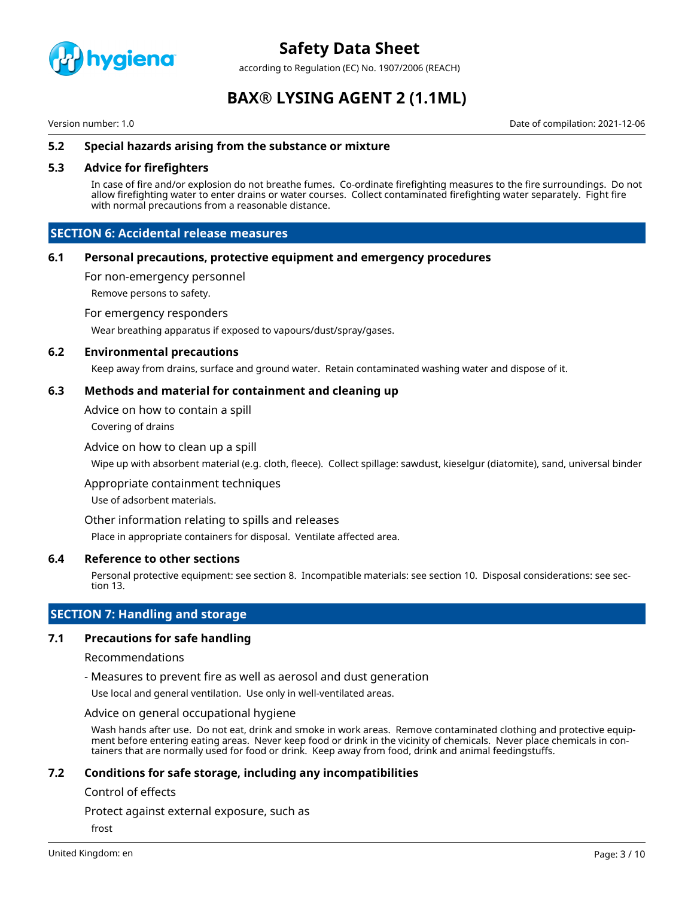### 5.2 Special hazards arising from the substance or mixture

### 5.3 Advice for firefighters

In case of fire and/or explosion do not breathe fumes. Co-ordinate firefighting measures to the fire surroundings. Do not allow firefighting water to enter drains or water courses. Collect contaminated firefighting water separately. Fight fire with normal precautions from a reasonable distance.

## SECTION 6: Accidental release measures

### 6.1 Personal precautions, protective equipment and emergency procedures

For non-emergency personnel

Remove persons to safety.

For emergency responders

Wear breathing apparatus if exposed to vapours/dust/spray/gases.

### 6.2 Environmental precautions

Keep away from drains, surface and ground water. Retain contaminated washing water and dispose of it.

### 6.3 Methods and material for containment and cleaning up

Advice on how to contain a spill

Covering of drains

Advice on how to clean up a spill

Wipe up with absorbent material (e.g. cloth, fleece). Collect spillage: sawdust, kieselgur (diatomite), sand, universal binder

Appropriate containment techniques

Use of adsorbent materials.

Other information relating to spills and releases

Place in appropriate containers for disposal. Ventilate affected area.

### 6.4 Reference to other sections

Personal protective equipment: see section 8. Incompatible materials: see section 10. Disposal considerations: see section 13.

## SECTION 7: Handling and storage

### 7.1 Precautions for safe handling

Recommendations

- Measures to prevent fire as well as aerosol and dust generation

Use local and general ventilation. Use only in well-ventilated areas.

Advice on general occupational hygiene

Wash hands after use. Do not eat, drink and smoke in work areas. Remove contaminated clothing and protective equipment before entering eating areas. Never keep food or drink in the vicinity of chemicals. Never place chemicals in containers that are normally used for food or drink. Keep away from food, drink and animal feedingstuffs.

### 7.2 Conditions for safe storage, including any incompatibilities

Control of effects

Protect against external exposure, such as

frost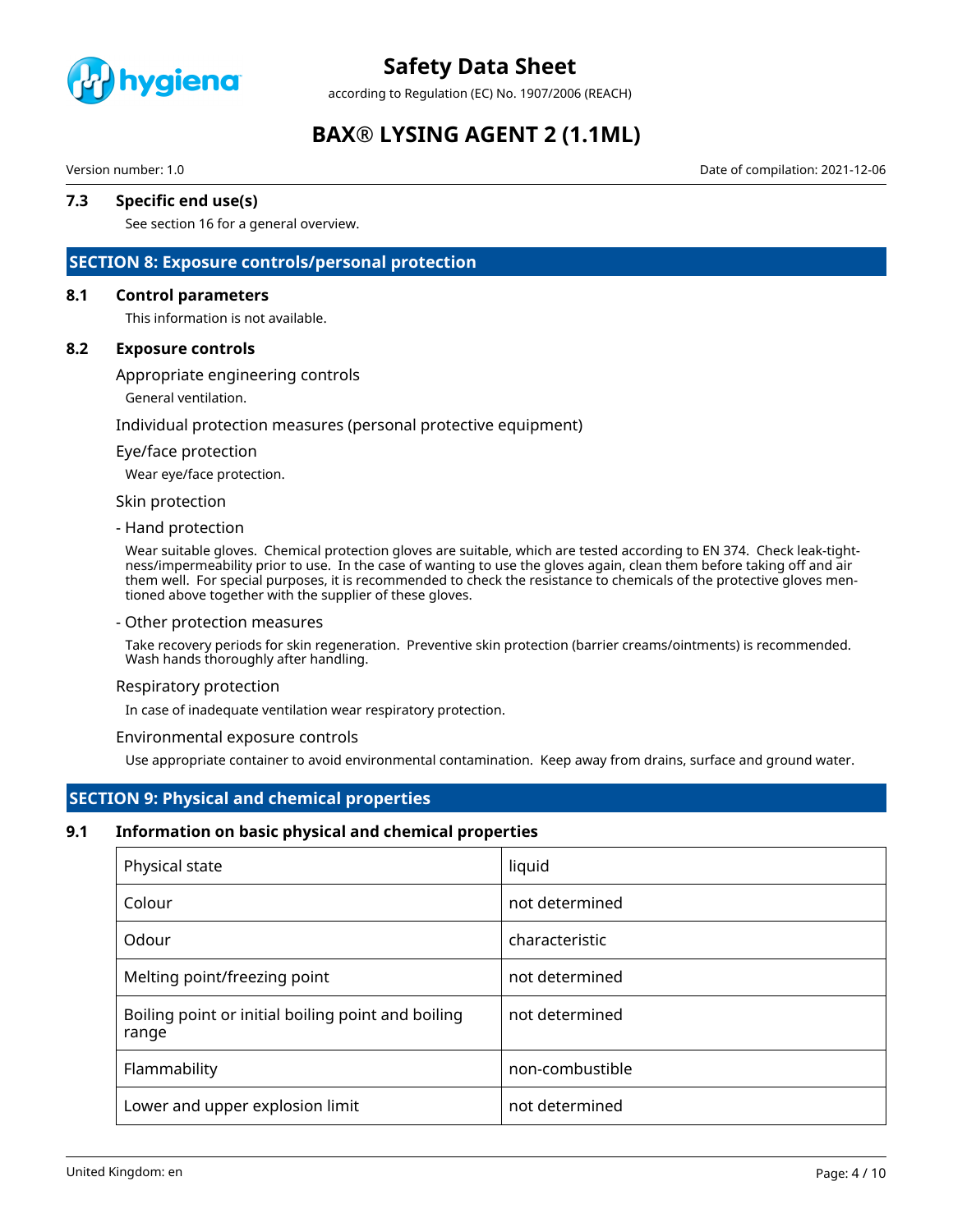### 7.3 Specific end use(s)

See section 16 for a general overview.

## SECTION 8: Exposure controls/personal protection

### 8.1 Control parameters

This information is not available.

### 8.2 Exposure controls

Appropriate engineering controls

General ventilation.

Individual protection measures (personal protective equipment)

Eye/face protection

Wear eye/face protection.

Skin protection

- Hand protection

Wear suitable gloves. Chemical protection gloves are suitable, which are tested according to EN 374. Check leak-tightness/impermeability prior to use. In the case of wanting to use the gloves again, clean them before taking off and air them well. For special purposes, it is recommended to check the resistance to chemicals of the protective gloves mentioned above together with the supplier of these gloves.

- Other protection measures

Take recovery periods for skin regeneration. Preventive skin protection (barrier creams/ointments) is recommended. Wash hands thoroughly after handling.

Respiratory protection

In case of inadequate ventilation wear respiratory protection.

Environmental exposure controls

Use appropriate container to avoid environmental contamination. Keep away from drains, surface and ground water.

## SECTION 9: Physical and chemical properties

### 9.1 Information on basic physical and chemical properties

| Property | Value |
|---|---|
| Physical state | liquid |
| Colour | not determined |
| Odour | characteristic |
| Melting point/freezing point | not determined |
| Boiling point or initial boiling point and boiling range | not determined |
| Flammability | non-combustible |
| Lower and upper explosion limit | not determined |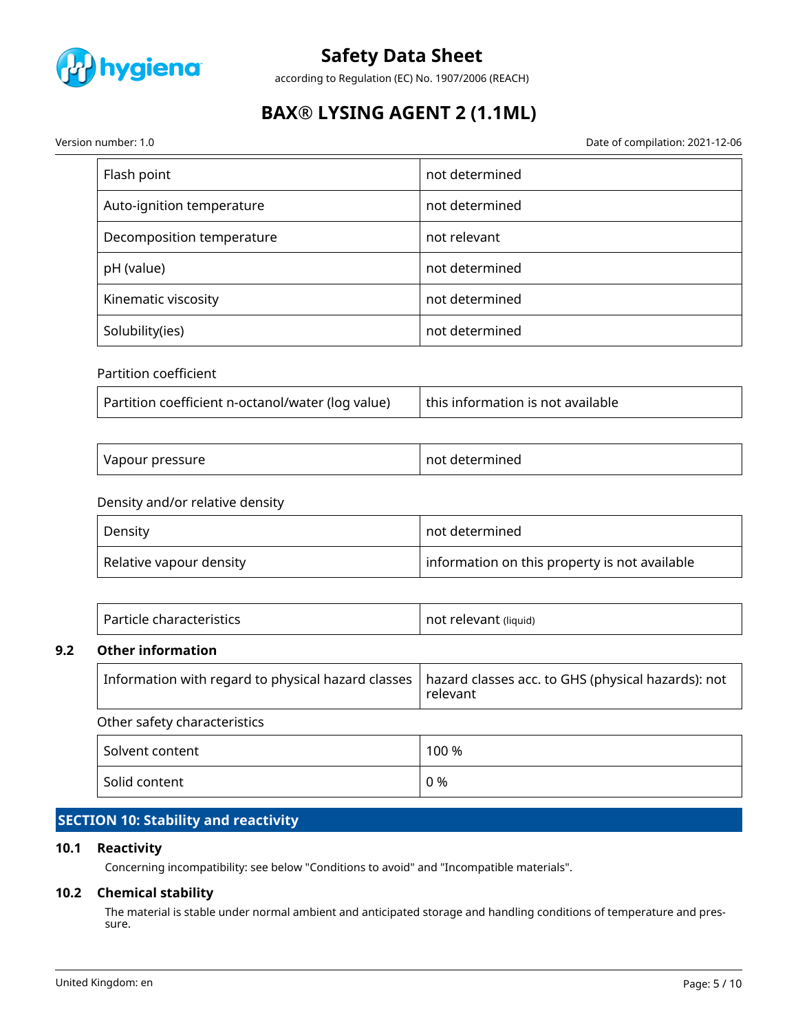| Flash point | not determined |
|---|---|
| Auto-ignition temperature | not determined |
| Decomposition temperature | not relevant |
| pH (value) | not determined |
| Kinematic viscosity | not determined |
| Solubility(ies) | not determined |

Partition coefficient

| Partition coefficient n-octanol/water (log value) | this information is not available |
|---|---|

| Vapour pressure | not determined |
|---|---|

Density and/or relative density

| Density | not determined |
|---|---|
| Relative vapour density | information on this property is not available |

| Particle characteristics | not relevant (liquid) |
|---|---|

### 9.2 Other information

| Information with regard to physical hazard classes | hazard classes acc. to GHS (physical hazards): not relevant |
|---|---|

Other safety characteristics

| Solvent content | 100 % |
|---|---|
| Solid content | 0 % |

## SECTION 10: Stability and reactivity

### 10.1 Reactivity

Concerning incompatibility: see below "Conditions to avoid" and "Incompatible materials".

### 10.2 Chemical stability

The material is stable under normal ambient and anticipated storage and handling conditions of temperature and pressure.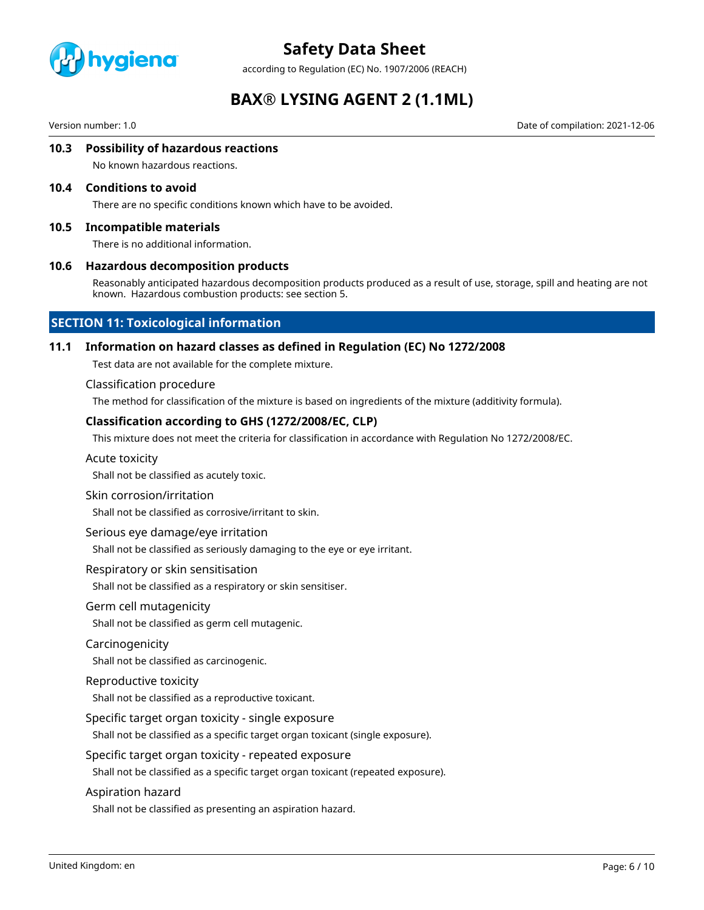### 10.3 Possibility of hazardous reactions

No known hazardous reactions.

### 10.4 Conditions to avoid

There are no specific conditions known which have to be avoided.

### 10.5 Incompatible materials

There is no additional information.

### 10.6 Hazardous decomposition products

Reasonably anticipated hazardous decomposition products produced as a result of use, storage, spill and heating are not known. Hazardous combustion products: see section 5.

## SECTION 11: Toxicological information

### 11.1 Information on hazard classes as defined in Regulation (EC) No 1272/2008

Test data are not available for the complete mixture.

Classification procedure

The method for classification of the mixture is based on ingredients of the mixture (additivity formula).

**Classification according to GHS (1272/2008/EC, CLP)**

This mixture does not meet the criteria for classification in accordance with Regulation No 1272/2008/EC.

Acute toxicity

Shall not be classified as acutely toxic.

Skin corrosion/irritation

Shall not be classified as corrosive/irritant to skin.

Serious eye damage/eye irritation

Shall not be classified as seriously damaging to the eye or eye irritant.

Respiratory or skin sensitisation

Shall not be classified as a respiratory or skin sensitiser.

Germ cell mutagenicity

Shall not be classified as germ cell mutagenic.

Carcinogenicity

Shall not be classified as carcinogenic.

Reproductive toxicity

Shall not be classified as a reproductive toxicant.

Specific target organ toxicity - single exposure

Shall not be classified as a specific target organ toxicant (single exposure).

Specific target organ toxicity - repeated exposure

Shall not be classified as a specific target organ toxicant (repeated exposure).

Aspiration hazard

Shall not be classified as presenting an aspiration hazard.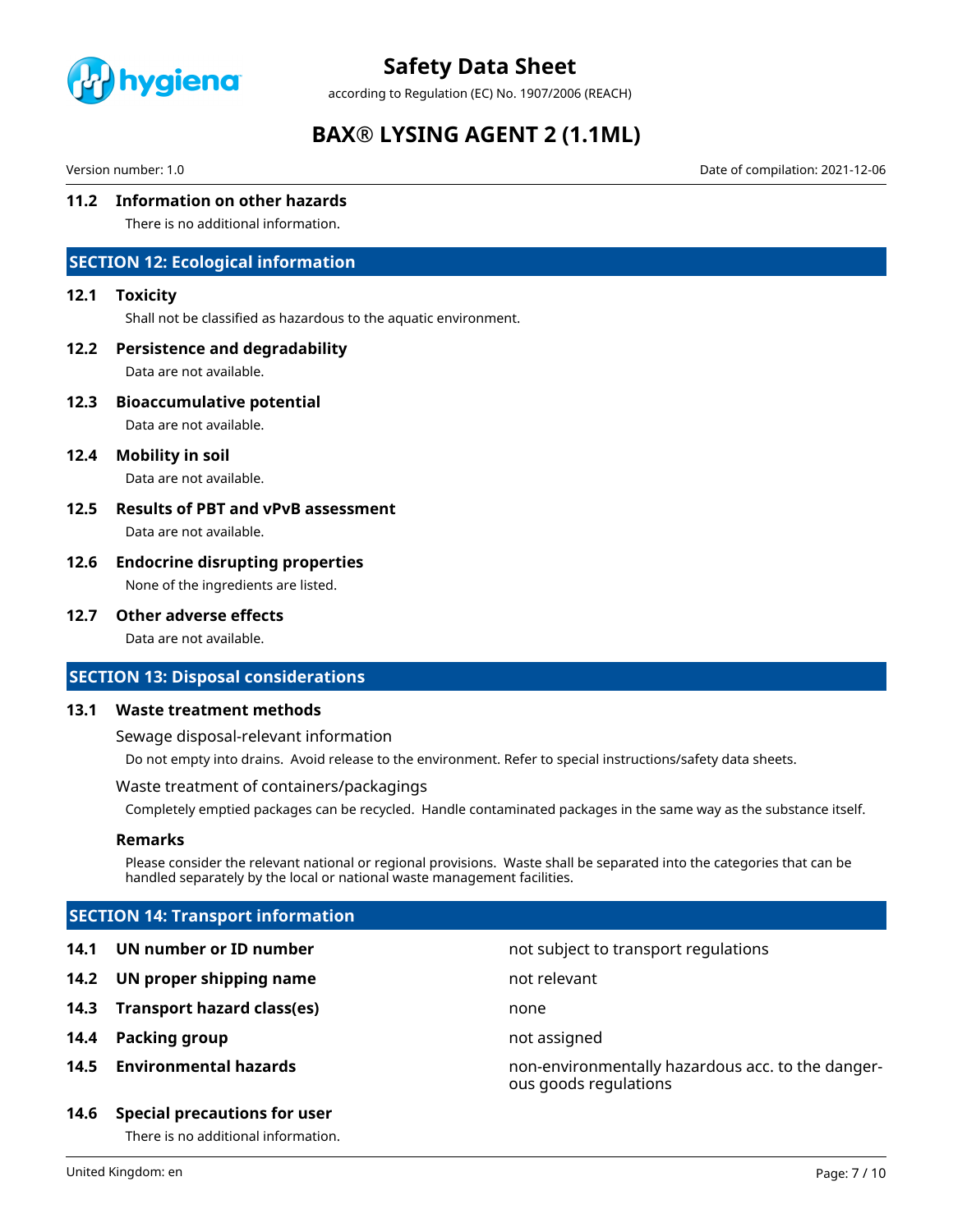### 11.2 Information on other hazards

There is no additional information.

## SECTION 12: Ecological information

### 12.1 Toxicity

Shall not be classified as hazardous to the aquatic environment.

### 12.2 Persistence and degradability

Data are not available.

### 12.3 Bioaccumulative potential

Data are not available.

### 12.4 Mobility in soil

Data are not available.

### 12.5 Results of PBT and vPvB assessment

Data are not available.

### 12.6 Endocrine disrupting properties

None of the ingredients are listed.

### 12.7 Other adverse effects

Data are not available.

## SECTION 13: Disposal considerations

### 13.1 Waste treatment methods

Sewage disposal-relevant information

Do not empty into drains. Avoid release to the environment. Refer to special instructions/safety data sheets.

Waste treatment of containers/packagings

Completely emptied packages can be recycled. Handle contaminated packages in the same way as the substance itself.

**Remarks**

Please consider the relevant national or regional provisions. Waste shall be separated into the categories that can be handled separately by the local or national waste management facilities.

## SECTION 14: Transport information

| | | |
|---|---|---|
| **14.1** | **UN number or ID number** | not subject to transport regulations |
| **14.2** | **UN proper shipping name** | not relevant |
| **14.3** | **Transport hazard class(es)** | none |
| **14.4** | **Packing group** | not assigned |
| **14.5** | **Environmental hazards** | non-environmentally hazardous acc. to the dangerous goods regulations |

### 14.6 Special precautions for user

There is no additional information.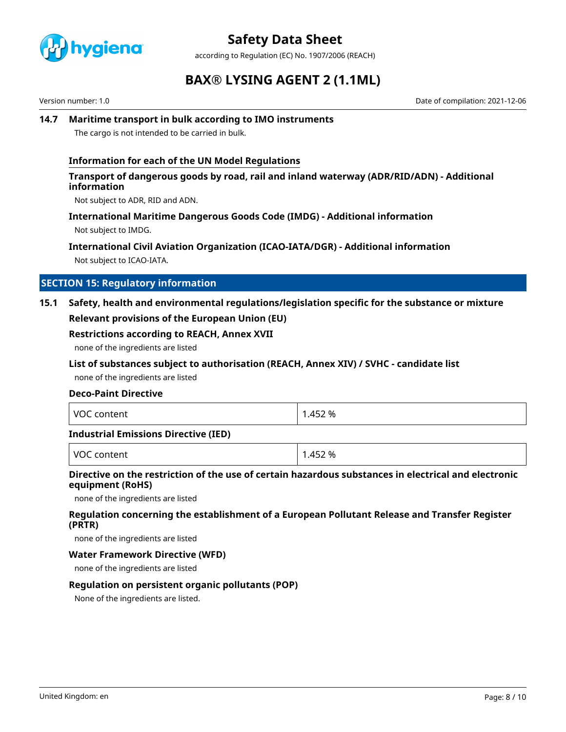### 14.7 Maritime transport in bulk according to IMO instruments

The cargo is not intended to be carried in bulk.

#### Information for each of the UN Model Regulations

**Transport of dangerous goods by road, rail and inland waterway (ADR/RID/ADN) - Additional information**

Not subject to ADR, RID and ADN.

**International Maritime Dangerous Goods Code (IMDG) - Additional information**

Not subject to IMDG.

**International Civil Aviation Organization (ICAO-IATA/DGR) - Additional information**

Not subject to ICAO-IATA.

## SECTION 15: Regulatory information

### 15.1 Safety, health and environmental regulations/legislation specific for the substance or mixture

**Relevant provisions of the European Union (EU)**

**Restrictions according to REACH, Annex XVII**

none of the ingredients are listed

**List of substances subject to authorisation (REACH, Annex XIV) / SVHC - candidate list**

none of the ingredients are listed

**Deco-Paint Directive**

| VOC content | 1.452 % |
|---|---|

**Industrial Emissions Directive (IED)**

| VOC content | 1.452 % |
|---|---|

**Directive on the restriction of the use of certain hazardous substances in electrical and electronic equipment (RoHS)**

none of the ingredients are listed

**Regulation concerning the establishment of a European Pollutant Release and Transfer Register (PRTR)**

none of the ingredients are listed

**Water Framework Directive (WFD)**

none of the ingredients are listed

**Regulation on persistent organic pollutants (POP)**

None of the ingredients are listed.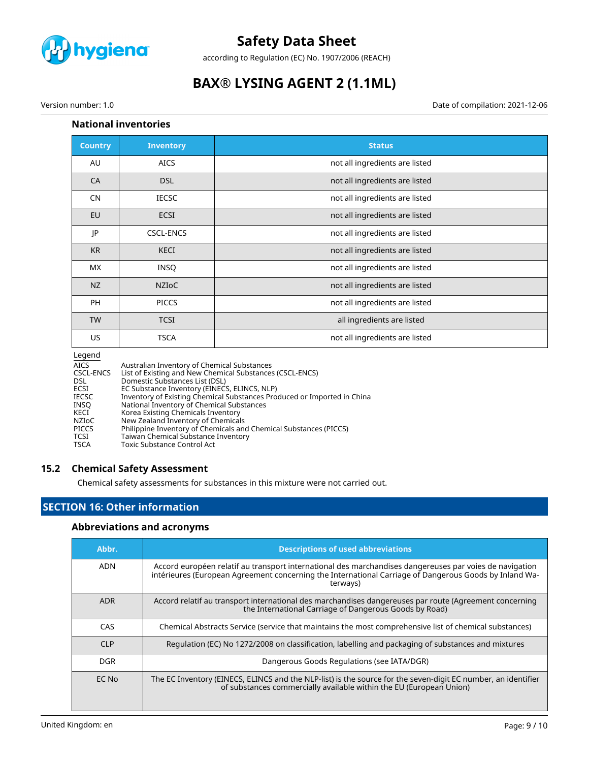### National inventories

| Country | Inventory | Status |
|---|---|---|
| AU | AICS | not all ingredients are listed |
| CA | DSL | not all ingredients are listed |
| CN | IECSC | not all ingredients are listed |
| EU | ECSI | not all ingredients are listed |
| JP | CSCL-ENCS | not all ingredients are listed |
| KR | KECI | not all ingredients are listed |
| MX | INSQ | not all ingredients are listed |
| NZ | NZIoC | not all ingredients are listed |
| PH | PICCS | not all ingredients are listed |
| TW | TCSI | all ingredients are listed |
| US | TSCA | not all ingredients are listed |

Legend

| | |
|---|---|
| AICS | Australian Inventory of Chemical Substances |
| CSCL-ENCS | List of Existing and New Chemical Substances (CSCL-ENCS) |
| DSL | Domestic Substances List (DSL) |
| ECSI | EC Substance Inventory (EINECS, ELINCS, NLP) |
| IECSC | Inventory of Existing Chemical Substances Produced or Imported in China |
| INSQ | National Inventory of Chemical Substances |
| KECI | Korea Existing Chemicals Inventory |
| NZIoC | New Zealand Inventory of Chemicals |
| PICCS | Philippine Inventory of Chemicals and Chemical Substances (PICCS) |
| TCSI | Taiwan Chemical Substance Inventory |
| TSCA | Toxic Substance Control Act |

### 15.2 Chemical Safety Assessment

Chemical safety assessments for substances in this mixture were not carried out.

## SECTION 16: Other information

### Abbreviations and acronyms

| Abbr. | Descriptions of used abbreviations |
|---|---|
| ADN | Accord européen relatif au transport international des marchandises dangereuses par voies de navigation intérieures (European Agreement concerning the International Carriage of Dangerous Goods by Inland Waterways) |
| ADR | Accord relatif au transport international des marchandises dangereuses par route (Agreement concerning the International Carriage of Dangerous Goods by Road) |
| CAS | Chemical Abstracts Service (service that maintains the most comprehensive list of chemical substances) |
| CLP | Regulation (EC) No 1272/2008 on classification, labelling and packaging of substances and mixtures |
| DGR | Dangerous Goods Regulations (see IATA/DGR) |
| EC No | The EC Inventory (EINECS, ELINCS and the NLP-list) is the source for the seven-digit EC number, an identifier of substances commercially available within the EU (European Union) |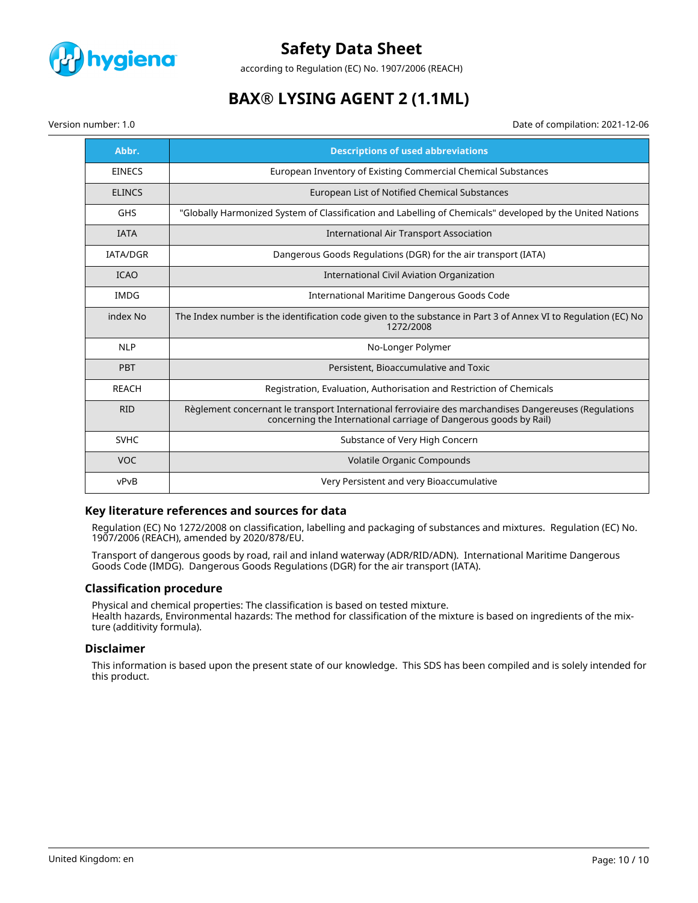| Abbr. | Descriptions of used abbreviations |
|---|---|
| EINECS | European Inventory of Existing Commercial Chemical Substances |
| ELINCS | European List of Notified Chemical Substances |
| GHS | "Globally Harmonized System of Classification and Labelling of Chemicals" developed by the United Nations |
| IATA | International Air Transport Association |
| IATA/DGR | Dangerous Goods Regulations (DGR) for the air transport (IATA) |
| ICAO | International Civil Aviation Organization |
| IMDG | International Maritime Dangerous Goods Code |
| index No | The Index number is the identification code given to the substance in Part 3 of Annex VI to Regulation (EC) No 1272/2008 |
| NLP | No-Longer Polymer |
| PBT | Persistent, Bioaccumulative and Toxic |
| REACH | Registration, Evaluation, Authorisation and Restriction of Chemicals |
| RID | Règlement concernant le transport International ferroviaire des marchandises Dangereuses (Regulations concerning the International carriage of Dangerous goods by Rail) |
| SVHC | Substance of Very High Concern |
| VOC | Volatile Organic Compounds |
| vPvB | Very Persistent and very Bioaccumulative |

### Key literature references and sources for data

Regulation (EC) No 1272/2008 on classification, labelling and packaging of substances and mixtures. Regulation (EC) No. 1907/2006 (REACH), amended by 2020/878/EU.

Transport of dangerous goods by road, rail and inland waterway (ADR/RID/ADN). International Maritime Dangerous Goods Code (IMDG). Dangerous Goods Regulations (DGR) for the air transport (IATA).

### Classification procedure

Physical and chemical properties: The classification is based on tested mixture.
Health hazards, Environmental hazards: The method for classification of the mixture is based on ingredients of the mixture (additivity formula).

### Disclaimer

This information is based upon the present state of our knowledge. This SDS has been compiled and is solely intended for this product.